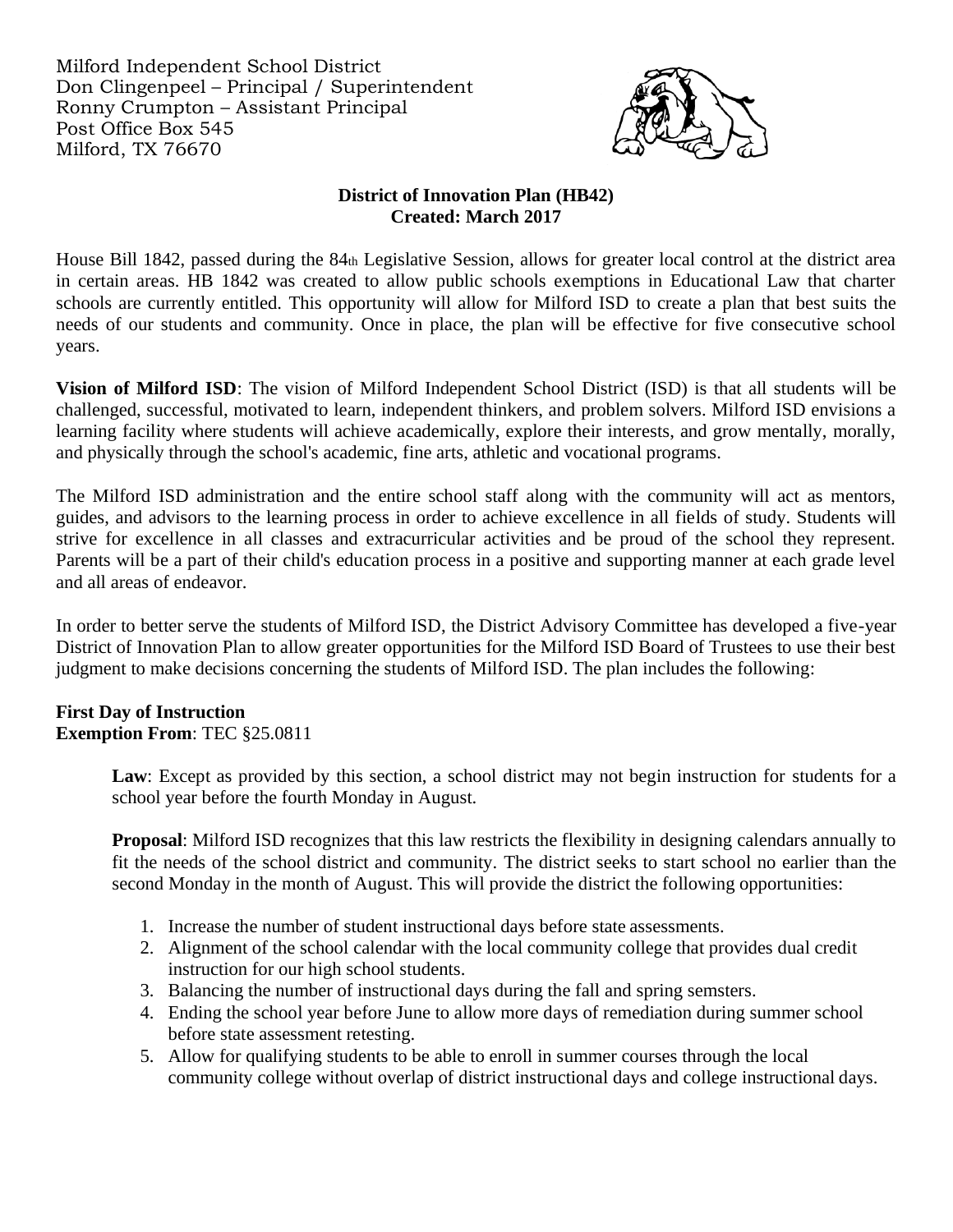Milford Independent School District
Don Clingenpeel – Principal / Superintendent
Ronny Crumpton – Assistant Principal
Post Office Box 545
Milford, TX 76670

**District of Innovation Plan (HB42)**
**Created: March 2017**

House Bill 1842, passed during the 84th Legislative Session, allows for greater local control at the district area in certain areas. HB 1842 was created to allow public schools exemptions in Educational Law that charter schools are currently entitled. This opportunity will allow for Milford ISD to create a plan that best suits the needs of our students and community. Once in place, the plan will be effective for five consecutive school years.

**Vision of Milford ISD**: The vision of Milford Independent School District (ISD) is that all students will be challenged, successful, motivated to learn, independent thinkers, and problem solvers. Milford ISD envisions a learning facility where students will achieve academically, explore their interests, and grow mentally, morally, and physically through the school's academic, fine arts, athletic and vocational programs.

The Milford ISD administration and the entire school staff along with the community will act as mentors, guides, and advisors to the learning process in order to achieve excellence in all fields of study. Students will strive for excellence in all classes and extracurricular activities and be proud of the school they represent. Parents will be a part of their child's education process in a positive and supporting manner at each grade level and all areas of endeavor.

In order to better serve the students of Milford ISD, the District Advisory Committee has developed a five-year District of Innovation Plan to allow greater opportunities for the Milford ISD Board of Trustees to use their best judgment to make decisions concerning the students of Milford ISD. The plan includes the following:

**First Day of Instruction**
**Exemption From**: TEC §25.0811

> **Law**: Except as provided by this section, a school district may not begin instruction for students for a school year before the fourth Monday in August.
>
> **Proposal**: Milford ISD recognizes that this law restricts the flexibility in designing calendars annually to fit the needs of the school district and community. The district seeks to start school no earlier than the second Monday in the month of August. This will provide the district the following opportunities:
>
> 1. Increase the number of student instructional days before state assessments.
> 2. Alignment of the school calendar with the local community college that provides dual credit instruction for our high school students.
> 3. Balancing the number of instructional days during the fall and spring semsters.
> 4. Ending the school year before June to allow more days of remediation during summer school before state assessment retesting.
> 5. Allow for qualifying students to be able to enroll in summer courses through the local community college without overlap of district instructional days and college instructional days.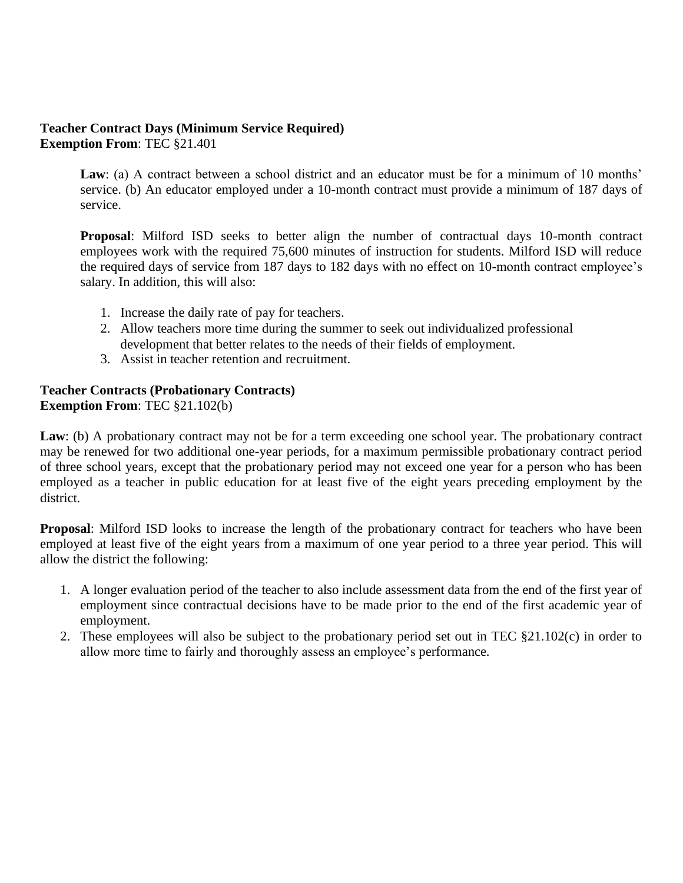**Teacher Contract Days (Minimum Service Required)**
**Exemption From**: TEC §21.401

> **Law**: (a) A contract between a school district and an educator must be for a minimum of 10 months' service. (b) An educator employed under a 10-month contract must provide a minimum of 187 days of service.
>
> **Proposal**: Milford ISD seeks to better align the number of contractual days 10-month contract employees work with the required 75,600 minutes of instruction for students. Milford ISD will reduce the required days of service from 187 days to 182 days with no effect on 10-month contract employee's salary. In addition, this will also:
>
> 1. Increase the daily rate of pay for teachers.
> 2. Allow teachers more time during the summer to seek out individualized professional development that better relates to the needs of their fields of employment.
> 3. Assist in teacher retention and recruitment.

**Teacher Contracts (Probationary Contracts)**
**Exemption From**: TEC §21.102(b)

**Law**: (b) A probationary contract may not be for a term exceeding one school year. The probationary contract may be renewed for two additional one-year periods, for a maximum permissible probationary contract period of three school years, except that the probationary period may not exceed one year for a person who has been employed as a teacher in public education for at least five of the eight years preceding employment by the district.

**Proposal**: Milford ISD looks to increase the length of the probationary contract for teachers who have been employed at least five of the eight years from a maximum of one year period to a three year period. This will allow the district the following:

1. A longer evaluation period of the teacher to also include assessment data from the end of the first year of employment since contractual decisions have to be made prior to the end of the first academic year of employment.
2. These employees will also be subject to the probationary period set out in TEC §21.102(c) in order to allow more time to fairly and thoroughly assess an employee's performance.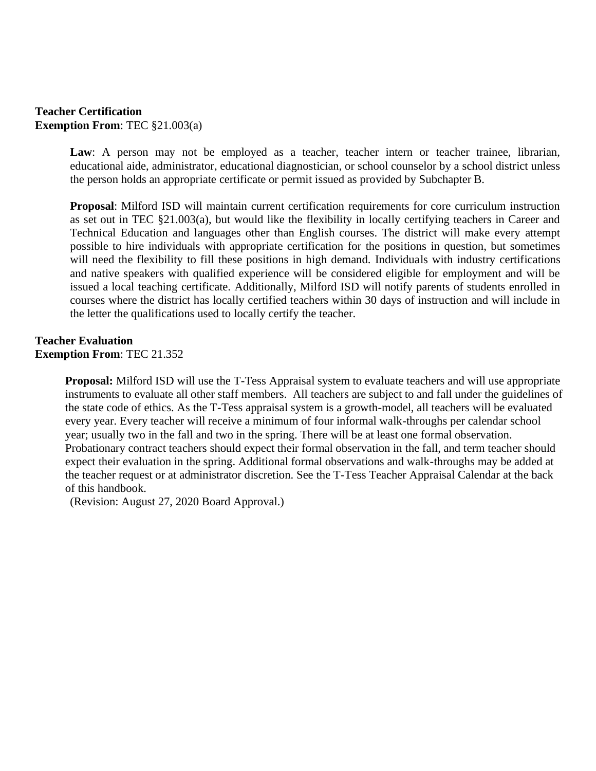**Teacher Certification**
**Exemption From**: TEC §21.003(a)

> **Law**: A person may not be employed as a teacher, teacher intern or teacher trainee, librarian, educational aide, administrator, educational diagnostician, or school counselor by a school district unless the person holds an appropriate certificate or permit issued as provided by Subchapter B.
>
> **Proposal**: Milford ISD will maintain current certification requirements for core curriculum instruction as set out in TEC §21.003(a), but would like the flexibility in locally certifying teachers in Career and Technical Education and languages other than English courses. The district will make every attempt possible to hire individuals with appropriate certification for the positions in question, but sometimes will need the flexibility to fill these positions in high demand. Individuals with industry certifications and native speakers with qualified experience will be considered eligible for employment and will be issued a local teaching certificate. Additionally, Milford ISD will notify parents of students enrolled in courses where the district has locally certified teachers within 30 days of instruction and will include in the letter the qualifications used to locally certify the teacher.

**Teacher Evaluation**
**Exemption From**: TEC 21.352

> **Proposal:** Milford ISD will use the T-Tess Appraisal system to evaluate teachers and will use appropriate instruments to evaluate all other staff members. All teachers are subject to and fall under the guidelines of the state code of ethics. As the T-Tess appraisal system is a growth-model, all teachers will be evaluated every year. Every teacher will receive a minimum of four informal walk-throughs per calendar school year; usually two in the fall and two in the spring. There will be at least one formal observation. Probationary contract teachers should expect their formal observation in the fall, and term teacher should expect their evaluation in the spring. Additional formal observations and walk-throughs may be added at the teacher request or at administrator discretion. See the T-Tess Teacher Appraisal Calendar at the back of this handbook.
>
> (Revision: August 27, 2020 Board Approval.)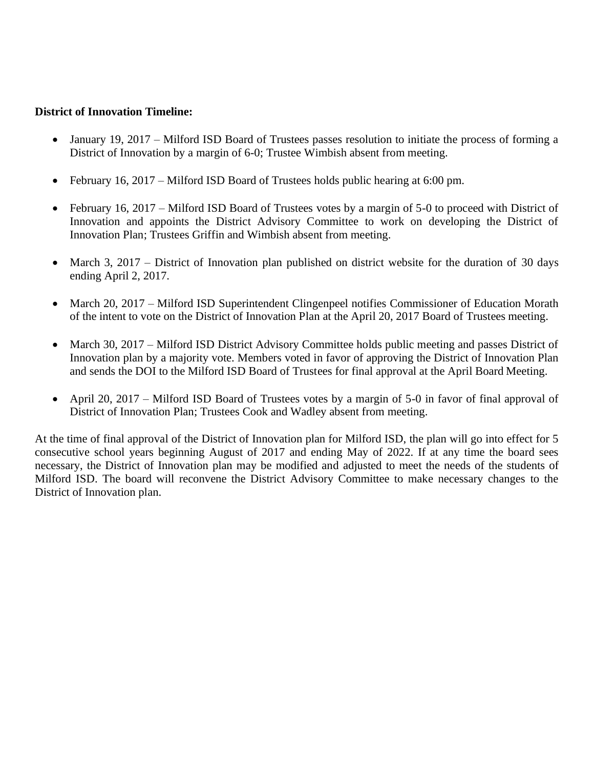**District of Innovation Timeline:**

- January 19, 2017 – Milford ISD Board of Trustees passes resolution to initiate the process of forming a District of Innovation by a margin of 6-0; Trustee Wimbish absent from meeting.

- February 16, 2017 – Milford ISD Board of Trustees holds public hearing at 6:00 pm.

- February 16, 2017 – Milford ISD Board of Trustees votes by a margin of 5-0 to proceed with District of Innovation and appoints the District Advisory Committee to work on developing the District of Innovation Plan; Trustees Griffin and Wimbish absent from meeting.

- March 3, 2017 – District of Innovation plan published on district website for the duration of 30 days ending April 2, 2017.

- March 20, 2017 – Milford ISD Superintendent Clingenpeel notifies Commissioner of Education Morath of the intent to vote on the District of Innovation Plan at the April 20, 2017 Board of Trustees meeting.

- March 30, 2017 – Milford ISD District Advisory Committee holds public meeting and passes District of Innovation plan by a majority vote. Members voted in favor of approving the District of Innovation Plan and sends the DOI to the Milford ISD Board of Trustees for final approval at the April Board Meeting.

- April 20, 2017 – Milford ISD Board of Trustees votes by a margin of 5-0 in favor of final approval of District of Innovation Plan; Trustees Cook and Wadley absent from meeting.

At the time of final approval of the District of Innovation plan for Milford ISD, the plan will go into effect for 5 consecutive school years beginning August of 2017 and ending May of 2022. If at any time the board sees necessary, the District of Innovation plan may be modified and adjusted to meet the needs of the students of Milford ISD. The board will reconvene the District Advisory Committee to make necessary changes to the District of Innovation plan.